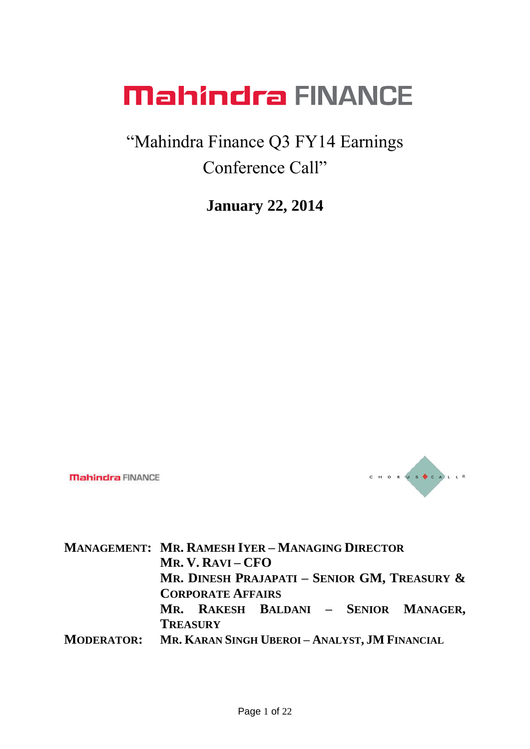# Mahindra FINANCE

## "Mahindra Finance Q3 FY14 Earnings Conference Call"

**January 22, 2014**

Mahindra FINANCE

CHORUS CALL®

| | |
|---|---|
| **MANAGEMENT:** | **MR. RAMESH IYER – MANAGING DIRECTOR** |
| | **MR. V. RAVI – CFO** |
| | **MR. DINESH PRAJAPATI – SENIOR GM, TREASURY & CORPORATE AFFAIRS** |
| | **MR. RAKESH BALDANI – SENIOR MANAGER, TREASURY** |
| **MODERATOR:** | **MR. KARAN SINGH UBEROI – ANALYST, JM FINANCIAL** |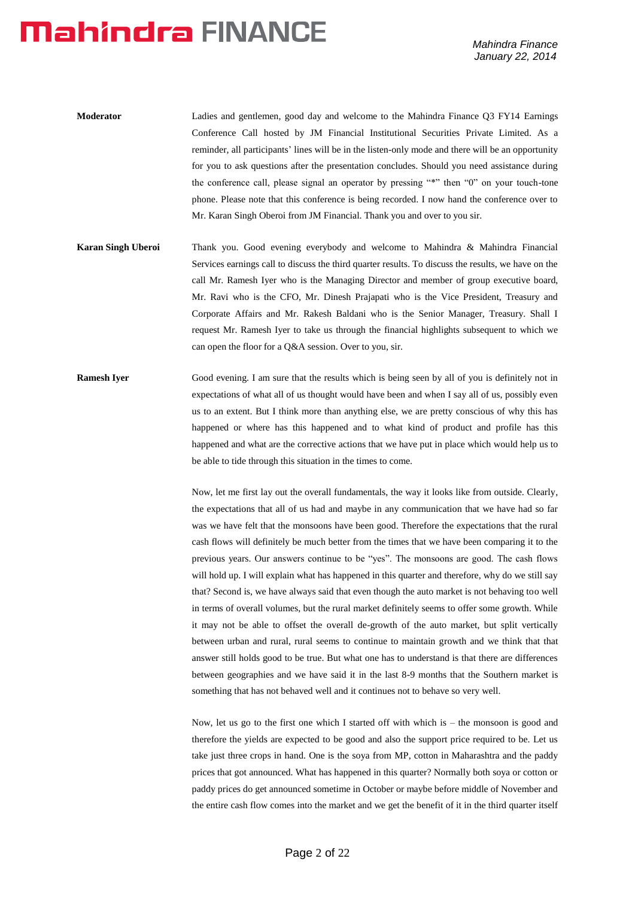**Moderator** Ladies and gentlemen, good day and welcome to the Mahindra Finance Q3 FY14 Earnings Conference Call hosted by JM Financial Institutional Securities Private Limited. As a reminder, all participants' lines will be in the listen-only mode and there will be an opportunity for you to ask questions after the presentation concludes. Should you need assistance during the conference call, please signal an operator by pressing "*" then "0" on your touch-tone phone. Please note that this conference is being recorded. I now hand the conference over to Mr. Karan Singh Oberoi from JM Financial. Thank you and over to you sir.

**Karan Singh Uberoi** Thank you. Good evening everybody and welcome to Mahindra & Mahindra Financial Services earnings call to discuss the third quarter results. To discuss the results, we have on the call Mr. Ramesh Iyer who is the Managing Director and member of group executive board, Mr. Ravi who is the CFO, Mr. Dinesh Prajapati who is the Vice President, Treasury and Corporate Affairs and Mr. Rakesh Baldani who is the Senior Manager, Treasury. Shall I request Mr. Ramesh Iyer to take us through the financial highlights subsequent to which we can open the floor for a Q&A session. Over to you, sir.

**Ramesh Iyer** Good evening. I am sure that the results which is being seen by all of you is definitely not in expectations of what all of us thought would have been and when I say all of us, possibly even us to an extent. But I think more than anything else, we are pretty conscious of why this has happened or where has this happened and to what kind of product and profile has this happened and what are the corrective actions that we have put in place which would help us to be able to tide through this situation in the times to come.

Now, let me first lay out the overall fundamentals, the way it looks like from outside. Clearly, the expectations that all of us had and maybe in any communication that we have had so far was we have felt that the monsoons have been good. Therefore the expectations that the rural cash flows will definitely be much better from the times that we have been comparing it to the previous years. Our answers continue to be "yes". The monsoons are good. The cash flows will hold up. I will explain what has happened in this quarter and therefore, why do we still say that? Second is, we have always said that even though the auto market is not behaving too well in terms of overall volumes, but the rural market definitely seems to offer some growth. While it may not be able to offset the overall de-growth of the auto market, but split vertically between urban and rural, rural seems to continue to maintain growth and we think that that answer still holds good to be true. But what one has to understand is that there are differences between geographies and we have said it in the last 8-9 months that the Southern market is something that has not behaved well and it continues not to behave so very well.

Now, let us go to the first one which I started off with which is – the monsoon is good and therefore the yields are expected to be good and also the support price required to be. Let us take just three crops in hand. One is the soya from MP, cotton in Maharashtra and the paddy prices that got announced. What has happened in this quarter? Normally both soya or cotton or paddy prices do get announced sometime in October or maybe before middle of November and the entire cash flow comes into the market and we get the benefit of it in the third quarter itself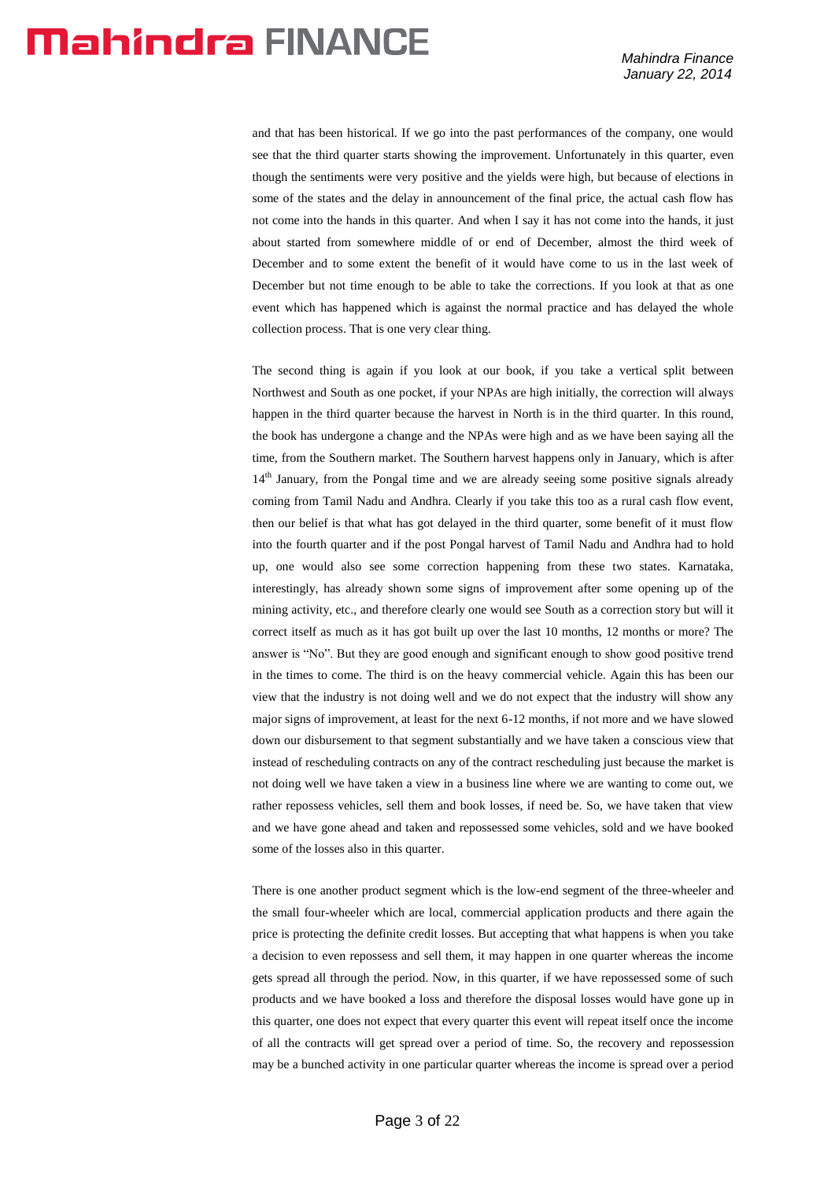and that has been historical. If we go into the past performances of the company, one would see that the third quarter starts showing the improvement. Unfortunately in this quarter, even though the sentiments were very positive and the yields were high, but because of elections in some of the states and the delay in announcement of the final price, the actual cash flow has not come into the hands in this quarter. And when I say it has not come into the hands, it just about started from somewhere middle of or end of December, almost the third week of December and to some extent the benefit of it would have come to us in the last week of December but not time enough to be able to take the corrections. If you look at that as one event which has happened which is against the normal practice and has delayed the whole collection process. That is one very clear thing.

The second thing is again if you look at our book, if you take a vertical split between Northwest and South as one pocket, if your NPAs are high initially, the correction will always happen in the third quarter because the harvest in North is in the third quarter. In this round, the book has undergone a change and the NPAs were high and as we have been saying all the time, from the Southern market. The Southern harvest happens only in January, which is after 14th January, from the Pongal time and we are already seeing some positive signals already coming from Tamil Nadu and Andhra. Clearly if you take this too as a rural cash flow event, then our belief is that what has got delayed in the third quarter, some benefit of it must flow into the fourth quarter and if the post Pongal harvest of Tamil Nadu and Andhra had to hold up, one would also see some correction happening from these two states. Karnataka, interestingly, has already shown some signs of improvement after some opening up of the mining activity, etc., and therefore clearly one would see South as a correction story but will it correct itself as much as it has got built up over the last 10 months, 12 months or more? The answer is "No". But they are good enough and significant enough to show good positive trend in the times to come. The third is on the heavy commercial vehicle. Again this has been our view that the industry is not doing well and we do not expect that the industry will show any major signs of improvement, at least for the next 6-12 months, if not more and we have slowed down our disbursement to that segment substantially and we have taken a conscious view that instead of rescheduling contracts on any of the contract rescheduling just because the market is not doing well we have taken a view in a business line where we are wanting to come out, we rather repossess vehicles, sell them and book losses, if need be. So, we have taken that view and we have gone ahead and taken and repossessed some vehicles, sold and we have booked some of the losses also in this quarter.

There is one another product segment which is the low-end segment of the three-wheeler and the small four-wheeler which are local, commercial application products and there again the price is protecting the definite credit losses. But accepting that what happens is when you take a decision to even repossess and sell them, it may happen in one quarter whereas the income gets spread all through the period. Now, in this quarter, if we have repossessed some of such products and we have booked a loss and therefore the disposal losses would have gone up in this quarter, one does not expect that every quarter this event will repeat itself once the income of all the contracts will get spread over a period of time. So, the recovery and repossession may be a bunched activity in one particular quarter whereas the income is spread over a period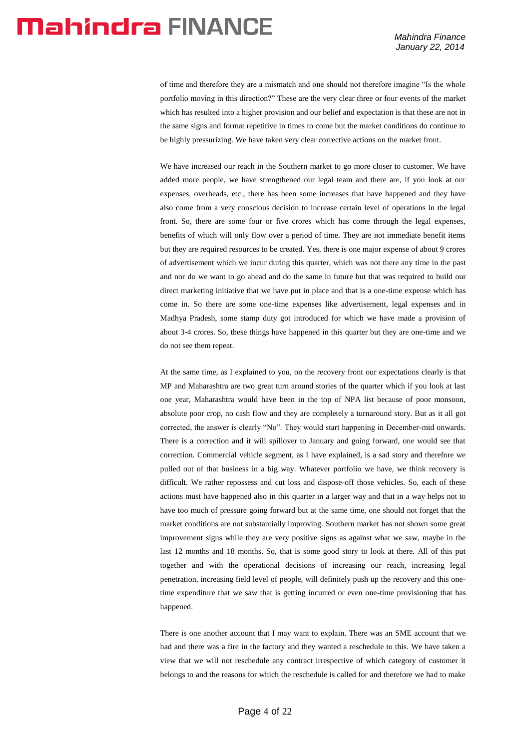of time and therefore they are a mismatch and one should not therefore imagine "Is the whole portfolio moving in this direction?" These are the very clear three or four events of the market which has resulted into a higher provision and our belief and expectation is that these are not in the same signs and format repetitive in times to come but the market conditions do continue to be highly pressurizing. We have taken very clear corrective actions on the market front.

We have increased our reach in the Southern market to go more closer to customer. We have added more people, we have strengthened our legal team and there are, if you look at our expenses, overheads, etc., there has been some increases that have happened and they have also come from a very conscious decision to increase certain level of operations in the legal front. So, there are some four or five crores which has come through the legal expenses, benefits of which will only flow over a period of time. They are not immediate benefit items but they are required resources to be created. Yes, there is one major expense of about 9 crores of advertisement which we incur during this quarter, which was not there any time in the past and nor do we want to go ahead and do the same in future but that was required to build our direct marketing initiative that we have put in place and that is a one-time expense which has come in. So there are some one-time expenses like advertisement, legal expenses and in Madhya Pradesh, some stamp duty got introduced for which we have made a provision of about 3-4 crores. So, these things have happened in this quarter but they are one-time and we do not see them repeat.

At the same time, as I explained to you, on the recovery front our expectations clearly is that MP and Maharashtra are two great turn around stories of the quarter which if you look at last one year, Maharashtra would have been in the top of NPA list because of poor monsoon, absolute poor crop, no cash flow and they are completely a turnaround story. But as it all got corrected, the answer is clearly "No". They would start happening in December-mid onwards. There is a correction and it will spillover to January and going forward, one would see that correction. Commercial vehicle segment, as I have explained, is a sad story and therefore we pulled out of that business in a big way. Whatever portfolio we have, we think recovery is difficult. We rather repossess and cut loss and dispose-off those vehicles. So, each of these actions must have happened also in this quarter in a larger way and that in a way helps not to have too much of pressure going forward but at the same time, one should not forget that the market conditions are not substantially improving. Southern market has not shown some great improvement signs while they are very positive signs as against what we saw, maybe in the last 12 months and 18 months. So, that is some good story to look at there. All of this put together and with the operational decisions of increasing our reach, increasing legal penetration, increasing field level of people, will definitely push up the recovery and this one-time expenditure that we saw that is getting incurred or even one-time provisioning that has happened.

There is one another account that I may want to explain. There was an SME account that we had and there was a fire in the factory and they wanted a reschedule to this. We have taken a view that we will not reschedule any contract irrespective of which category of customer it belongs to and the reasons for which the reschedule is called for and therefore we had to make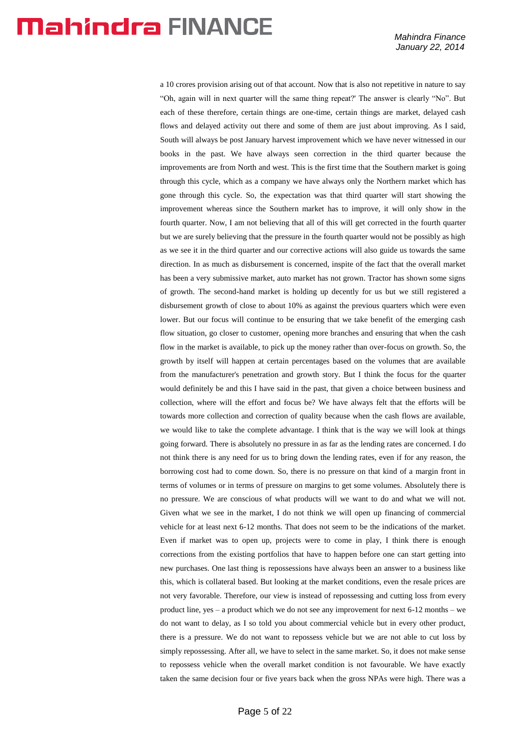a 10 crores provision arising out of that account. Now that is also not repetitive in nature to say "Oh, again will in next quarter will the same thing repeat?' The answer is clearly "No". But each of these therefore, certain things are one-time, certain things are market, delayed cash flows and delayed activity out there and some of them are just about improving. As I said, South will always be post January harvest improvement which we have never witnessed in our books in the past. We have always seen correction in the third quarter because the improvements are from North and west. This is the first time that the Southern market is going through this cycle, which as a company we have always only the Northern market which has gone through this cycle. So, the expectation was that third quarter will start showing the improvement whereas since the Southern market has to improve, it will only show in the fourth quarter. Now, I am not believing that all of this will get corrected in the fourth quarter but we are surely believing that the pressure in the fourth quarter would not be possibly as high as we see it in the third quarter and our corrective actions will also guide us towards the same direction. In as much as disbursement is concerned, inspite of the fact that the overall market has been a very submissive market, auto market has not grown. Tractor has shown some signs of growth. The second-hand market is holding up decently for us but we still registered a disbursement growth of close to about 10% as against the previous quarters which were even lower. But our focus will continue to be ensuring that we take benefit of the emerging cash flow situation, go closer to customer, opening more branches and ensuring that when the cash flow in the market is available, to pick up the money rather than over-focus on growth. So, the growth by itself will happen at certain percentages based on the volumes that are available from the manufacturer's penetration and growth story. But I think the focus for the quarter would definitely be and this I have said in the past, that given a choice between business and collection, where will the effort and focus be? We have always felt that the efforts will be towards more collection and correction of quality because when the cash flows are available, we would like to take the complete advantage. I think that is the way we will look at things going forward. There is absolutely no pressure in as far as the lending rates are concerned. I do not think there is any need for us to bring down the lending rates, even if for any reason, the borrowing cost had to come down. So, there is no pressure on that kind of a margin front in terms of volumes or in terms of pressure on margins to get some volumes. Absolutely there is no pressure. We are conscious of what products will we want to do and what we will not. Given what we see in the market, I do not think we will open up financing of commercial vehicle for at least next 6-12 months. That does not seem to be the indications of the market. Even if market was to open up, projects were to come in play, I think there is enough corrections from the existing portfolios that have to happen before one can start getting into new purchases. One last thing is repossessions have always been an answer to a business like this, which is collateral based. But looking at the market conditions, even the resale prices are not very favorable. Therefore, our view is instead of repossessing and cutting loss from every product line, yes – a product which we do not see any improvement for next 6-12 months – we do not want to delay, as I so told you about commercial vehicle but in every other product, there is a pressure. We do not want to repossess vehicle but we are not able to cut loss by simply repossessing. After all, we have to select in the same market. So, it does not make sense to repossess vehicle when the overall market condition is not favourable. We have exactly taken the same decision four or five years back when the gross NPAs were high. There was a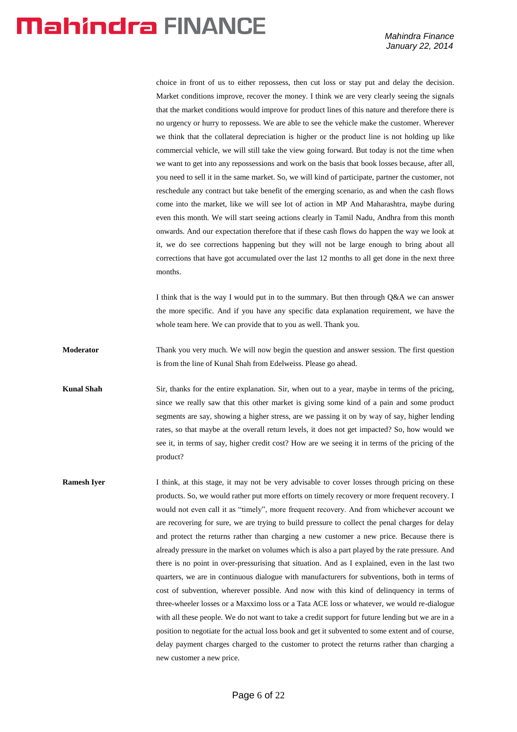choice in front of us to either repossess, then cut loss or stay put and delay the decision. Market conditions improve, recover the money. I think we are very clearly seeing the signals that the market conditions would improve for product lines of this nature and therefore there is no urgency or hurry to repossess. We are able to see the vehicle make the customer. Wherever we think that the collateral depreciation is higher or the product line is not holding up like commercial vehicle, we will still take the view going forward. But today is not the time when we want to get into any repossessions and work on the basis that book losses because, after all, you need to sell it in the same market. So, we will kind of participate, partner the customer, not reschedule any contract but take benefit of the emerging scenario, as and when the cash flows come into the market, like we will see lot of action in MP And Maharashtra, maybe during even this month. We will start seeing actions clearly in Tamil Nadu, Andhra from this month onwards. And our expectation therefore that if these cash flows do happen the way we look at it, we do see corrections happening but they will not be large enough to bring about all corrections that have got accumulated over the last 12 months to all get done in the next three months.

I think that is the way I would put in to the summary. But then through Q&A we can answer the more specific. And if you have any specific data explanation requirement, we have the whole team here. We can provide that to you as well. Thank you.

**Moderator** Thank you very much. We will now begin the question and answer session. The first question is from the line of Kunal Shah from Edelweiss. Please go ahead.

**Kunal Shah** Sir, thanks for the entire explanation. Sir, when out to a year, maybe in terms of the pricing, since we really saw that this other market is giving some kind of a pain and some product segments are say, showing a higher stress, are we passing it on by way of say, higher lending rates, so that maybe at the overall return levels, it does not get impacted? So, how would we see it, in terms of say, higher credit cost? How are we seeing it in terms of the pricing of the product?

**Ramesh Iyer** I think, at this stage, it may not be very advisable to cover losses through pricing on these products. So, we would rather put more efforts on timely recovery or more frequent recovery. I would not even call it as "timely", more frequent recovery. And from whichever account we are recovering for sure, we are trying to build pressure to collect the penal charges for delay and protect the returns rather than charging a new customer a new price. Because there is already pressure in the market on volumes which is also a part played by the rate pressure. And there is no point in over-pressurising that situation. And as I explained, even in the last two quarters, we are in continuous dialogue with manufacturers for subventions, both in terms of cost of subvention, wherever possible. And now with this kind of delinquency in terms of three-wheeler losses or a Maxximo loss or a Tata ACE loss or whatever, we would re-dialogue with all these people. We do not want to take a credit support for future lending but we are in a position to negotiate for the actual loss book and get it subvented to some extent and of course, delay payment charges charged to the customer to protect the returns rather than charging a new customer a new price.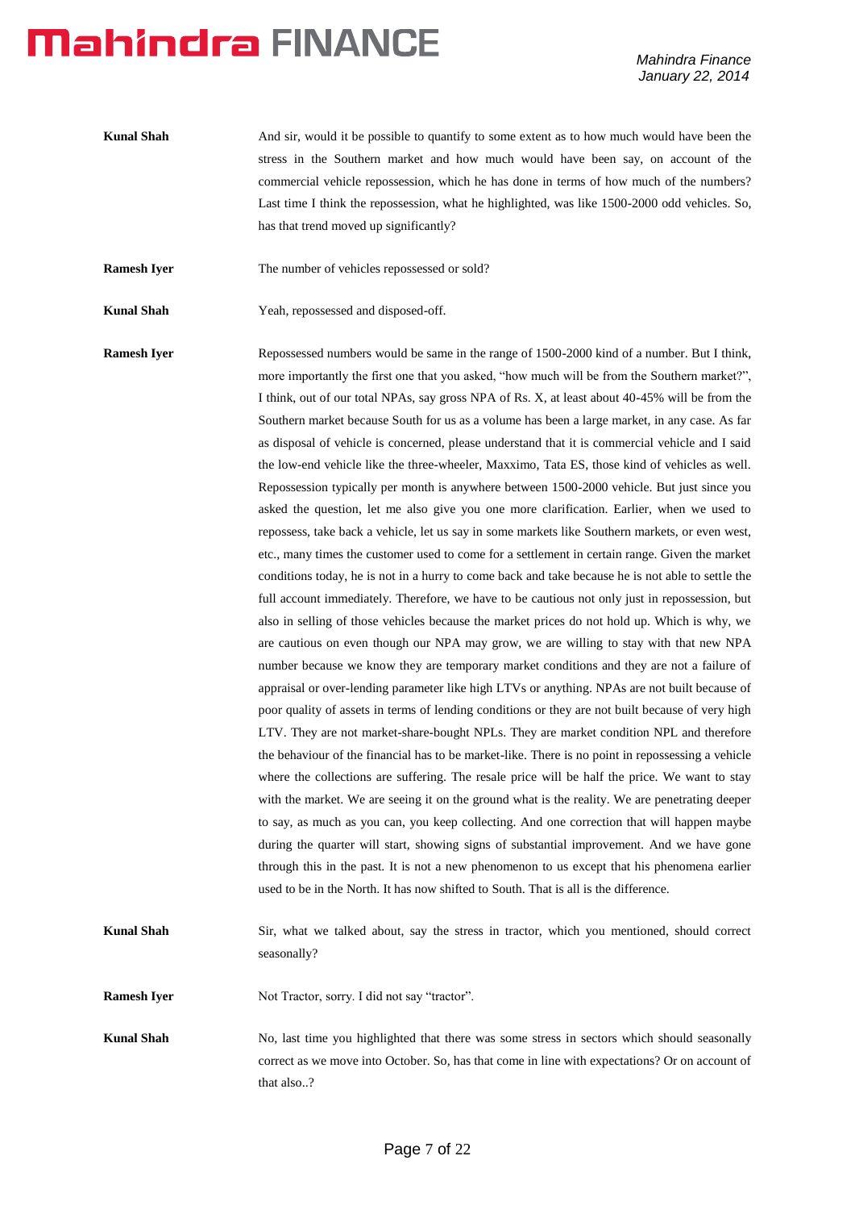**Kunal Shah** And sir, would it be possible to quantify to some extent as to how much would have been the stress in the Southern market and how much would have been say, on account of the commercial vehicle repossession, which he has done in terms of how much of the numbers? Last time I think the repossession, what he highlighted, was like 1500-2000 odd vehicles. So, has that trend moved up significantly?

**Ramesh Iyer** The number of vehicles repossessed or sold?

**Kunal Shah** Yeah, repossessed and disposed-off.

**Ramesh Iyer** Repossessed numbers would be same in the range of 1500-2000 kind of a number. But I think, more importantly the first one that you asked, "how much will be from the Southern market?", I think, out of our total NPAs, say gross NPA of Rs. X, at least about 40-45% will be from the Southern market because South for us as a volume has been a large market, in any case. As far as disposal of vehicle is concerned, please understand that it is commercial vehicle and I said the low-end vehicle like the three-wheeler, Maxximo, Tata ES, those kind of vehicles as well. Repossession typically per month is anywhere between 1500-2000 vehicle. But just since you asked the question, let me also give you one more clarification. Earlier, when we used to repossess, take back a vehicle, let us say in some markets like Southern markets, or even west, etc., many times the customer used to come for a settlement in certain range. Given the market conditions today, he is not in a hurry to come back and take because he is not able to settle the full account immediately. Therefore, we have to be cautious not only just in repossession, but also in selling of those vehicles because the market prices do not hold up. Which is why, we are cautious on even though our NPA may grow, we are willing to stay with that new NPA number because we know they are temporary market conditions and they are not a failure of appraisal or over-lending parameter like high LTVs or anything. NPAs are not built because of poor quality of assets in terms of lending conditions or they are not built because of very high LTV. They are not market-share-bought NPLs. They are market condition NPL and therefore the behaviour of the financial has to be market-like. There is no point in repossessing a vehicle where the collections are suffering. The resale price will be half the price. We want to stay with the market. We are seeing it on the ground what is the reality. We are penetrating deeper to say, as much as you can, you keep collecting. And one correction that will happen maybe during the quarter will start, showing signs of substantial improvement. And we have gone through this in the past. It is not a new phenomenon to us except that his phenomena earlier used to be in the North. It has now shifted to South. That is all is the difference.

**Kunal Shah** Sir, what we talked about, say the stress in tractor, which you mentioned, should correct seasonally?

**Ramesh Iyer** Not Tractor, sorry. I did not say "tractor".

**Kunal Shah** No, last time you highlighted that there was some stress in sectors which should seasonally correct as we move into October. So, has that come in line with expectations? Or on account of that also..?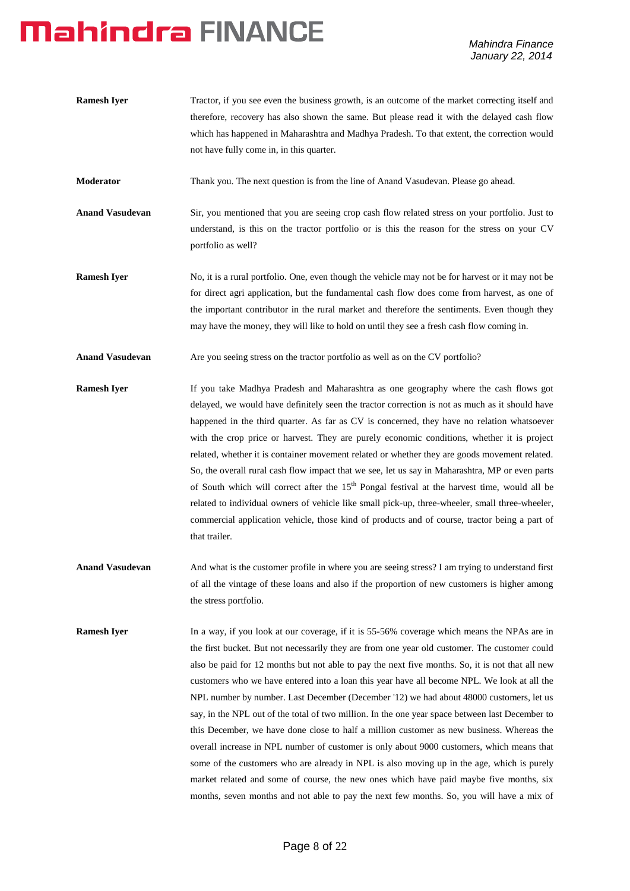**Ramesh Iyer** Tractor, if you see even the business growth, is an outcome of the market correcting itself and therefore, recovery has also shown the same. But please read it with the delayed cash flow which has happened in Maharashtra and Madhya Pradesh. To that extent, the correction would not have fully come in, in this quarter.

**Moderator** Thank you. The next question is from the line of Anand Vasudevan. Please go ahead.

**Anand Vasudevan** Sir, you mentioned that you are seeing crop cash flow related stress on your portfolio. Just to understand, is this on the tractor portfolio or is this the reason for the stress on your CV portfolio as well?

**Ramesh Iyer** No, it is a rural portfolio. One, even though the vehicle may not be for harvest or it may not be for direct agri application, but the fundamental cash flow does come from harvest, as one of the important contributor in the rural market and therefore the sentiments. Even though they may have the money, they will like to hold on until they see a fresh cash flow coming in.

**Anand Vasudevan** Are you seeing stress on the tractor portfolio as well as on the CV portfolio?

**Ramesh Iyer** If you take Madhya Pradesh and Maharashtra as one geography where the cash flows got delayed, we would have definitely seen the tractor correction is not as much as it should have happened in the third quarter. As far as CV is concerned, they have no relation whatsoever with the crop price or harvest. They are purely economic conditions, whether it is project related, whether it is container movement related or whether they are goods movement related. So, the overall rural cash flow impact that we see, let us say in Maharashtra, MP or even parts of South which will correct after the 15th Pongal festival at the harvest time, would all be related to individual owners of vehicle like small pick-up, three-wheeler, small three-wheeler, commercial application vehicle, those kind of products and of course, tractor being a part of that trailer.

**Anand Vasudevan** And what is the customer profile in where you are seeing stress? I am trying to understand first of all the vintage of these loans and also if the proportion of new customers is higher among the stress portfolio.

**Ramesh Iyer** In a way, if you look at our coverage, if it is 55-56% coverage which means the NPAs are in the first bucket. But not necessarily they are from one year old customer. The customer could also be paid for 12 months but not able to pay the next five months. So, it is not that all new customers who we have entered into a loan this year have all become NPL. We look at all the NPL number by number. Last December (December '12) we had about 48000 customers, let us say, in the NPL out of the total of two million. In the one year space between last December to this December, we have done close to half a million customer as new business. Whereas the overall increase in NPL number of customer is only about 9000 customers, which means that some of the customers who are already in NPL is also moving up in the age, which is purely market related and some of course, the new ones which have paid maybe five months, six months, seven months and not able to pay the next few months. So, you will have a mix of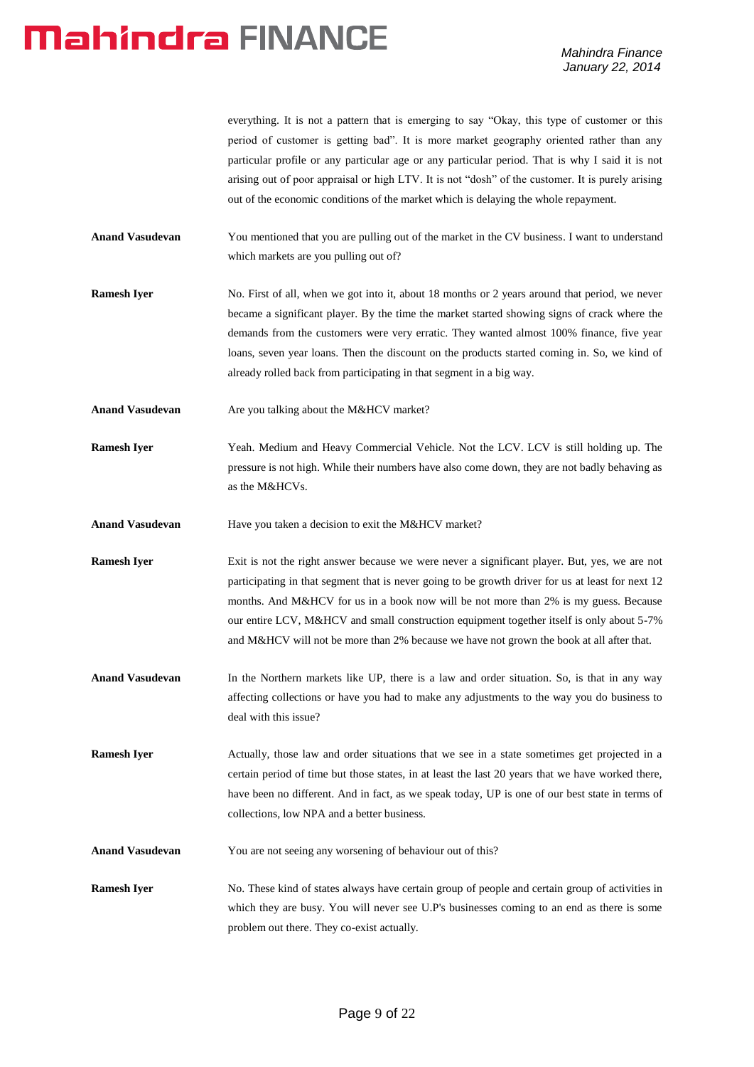everything. It is not a pattern that is emerging to say "Okay, this type of customer or this period of customer is getting bad". It is more market geography oriented rather than any particular profile or any particular age or any particular period. That is why I said it is not arising out of poor appraisal or high LTV. It is not "dosh" of the customer. It is purely arising out of the economic conditions of the market which is delaying the whole repayment.

**Anand Vasudevan** You mentioned that you are pulling out of the market in the CV business. I want to understand which markets are you pulling out of?

**Ramesh Iyer** No. First of all, when we got into it, about 18 months or 2 years around that period, we never became a significant player. By the time the market started showing signs of crack where the demands from the customers were very erratic. They wanted almost 100% finance, five year loans, seven year loans. Then the discount on the products started coming in. So, we kind of already rolled back from participating in that segment in a big way.

**Anand Vasudevan** Are you talking about the M&HCV market?

**Ramesh Iyer** Yeah. Medium and Heavy Commercial Vehicle. Not the LCV. LCV is still holding up. The pressure is not high. While their numbers have also come down, they are not badly behaving as as the M&HCVs.

**Anand Vasudevan** Have you taken a decision to exit the M&HCV market?

**Ramesh Iyer** Exit is not the right answer because we were never a significant player. But, yes, we are not participating in that segment that is never going to be growth driver for us at least for next 12 months. And M&HCV for us in a book now will be not more than 2% is my guess. Because our entire LCV, M&HCV and small construction equipment together itself is only about 5-7% and M&HCV will not be more than 2% because we have not grown the book at all after that.

**Anand Vasudevan** In the Northern markets like UP, there is a law and order situation. So, is that in any way affecting collections or have you had to make any adjustments to the way you do business to deal with this issue?

**Ramesh Iyer** Actually, those law and order situations that we see in a state sometimes get projected in a certain period of time but those states, in at least the last 20 years that we have worked there, have been no different. And in fact, as we speak today, UP is one of our best state in terms of collections, low NPA and a better business.

**Anand Vasudevan** You are not seeing any worsening of behaviour out of this?

**Ramesh Iyer** No. These kind of states always have certain group of people and certain group of activities in which they are busy. You will never see U.P's businesses coming to an end as there is some problem out there. They co-exist actually.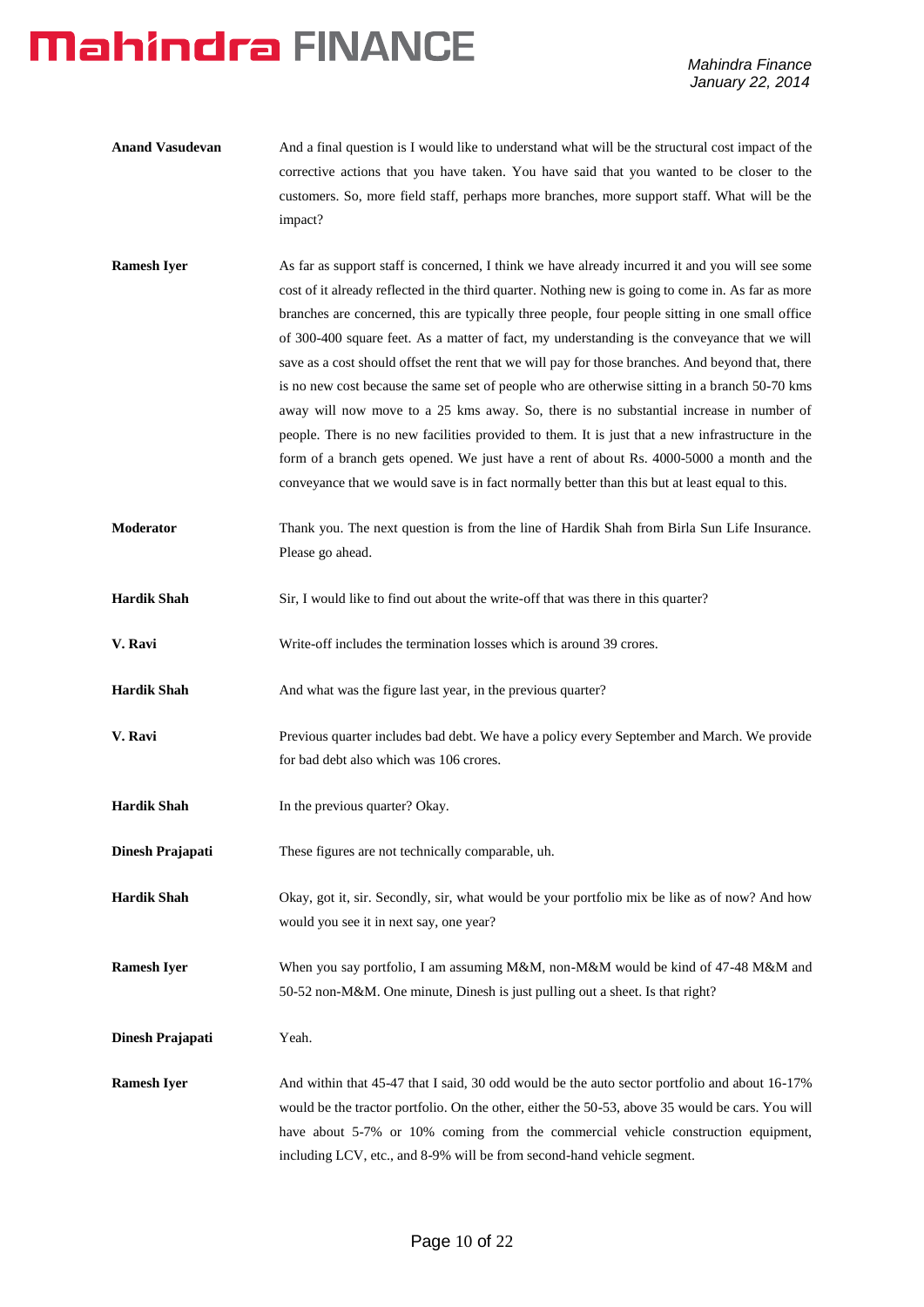**Anand Vasudevan** And a final question is I would like to understand what will be the structural cost impact of the corrective actions that you have taken. You have said that you wanted to be closer to the customers. So, more field staff, perhaps more branches, more support staff. What will be the impact?

**Ramesh Iyer** As far as support staff is concerned, I think we have already incurred it and you will see some cost of it already reflected in the third quarter. Nothing new is going to come in. As far as more branches are concerned, this are typically three people, four people sitting in one small office of 300-400 square feet. As a matter of fact, my understanding is the conveyance that we will save as a cost should offset the rent that we will pay for those branches. And beyond that, there is no new cost because the same set of people who are otherwise sitting in a branch 50-70 kms away will now move to a 25 kms away. So, there is no substantial increase in number of people. There is no new facilities provided to them. It is just that a new infrastructure in the form of a branch gets opened. We just have a rent of about Rs. 4000-5000 a month and the conveyance that we would save is in fact normally better than this but at least equal to this.

**Moderator** Thank you. The next question is from the line of Hardik Shah from Birla Sun Life Insurance. Please go ahead.

**Hardik Shah** Sir, I would like to find out about the write-off that was there in this quarter?

**V. Ravi** Write-off includes the termination losses which is around 39 crores.

**Hardik Shah** And what was the figure last year, in the previous quarter?

**V. Ravi** Previous quarter includes bad debt. We have a policy every September and March. We provide for bad debt also which was 106 crores.

**Hardik Shah** In the previous quarter? Okay.

**Dinesh Prajapati** These figures are not technically comparable, uh.

**Hardik Shah** Okay, got it, sir. Secondly, sir, what would be your portfolio mix be like as of now? And how would you see it in next say, one year?

**Ramesh Iyer** When you say portfolio, I am assuming M&M, non-M&M would be kind of 47-48 M&M and 50-52 non-M&M. One minute, Dinesh is just pulling out a sheet. Is that right?

**Dinesh Prajapati** Yeah.

**Ramesh Iyer** And within that 45-47 that I said, 30 odd would be the auto sector portfolio and about 16-17% would be the tractor portfolio. On the other, either the 50-53, above 35 would be cars. You will have about 5-7% or 10% coming from the commercial vehicle construction equipment, including LCV, etc., and 8-9% will be from second-hand vehicle segment.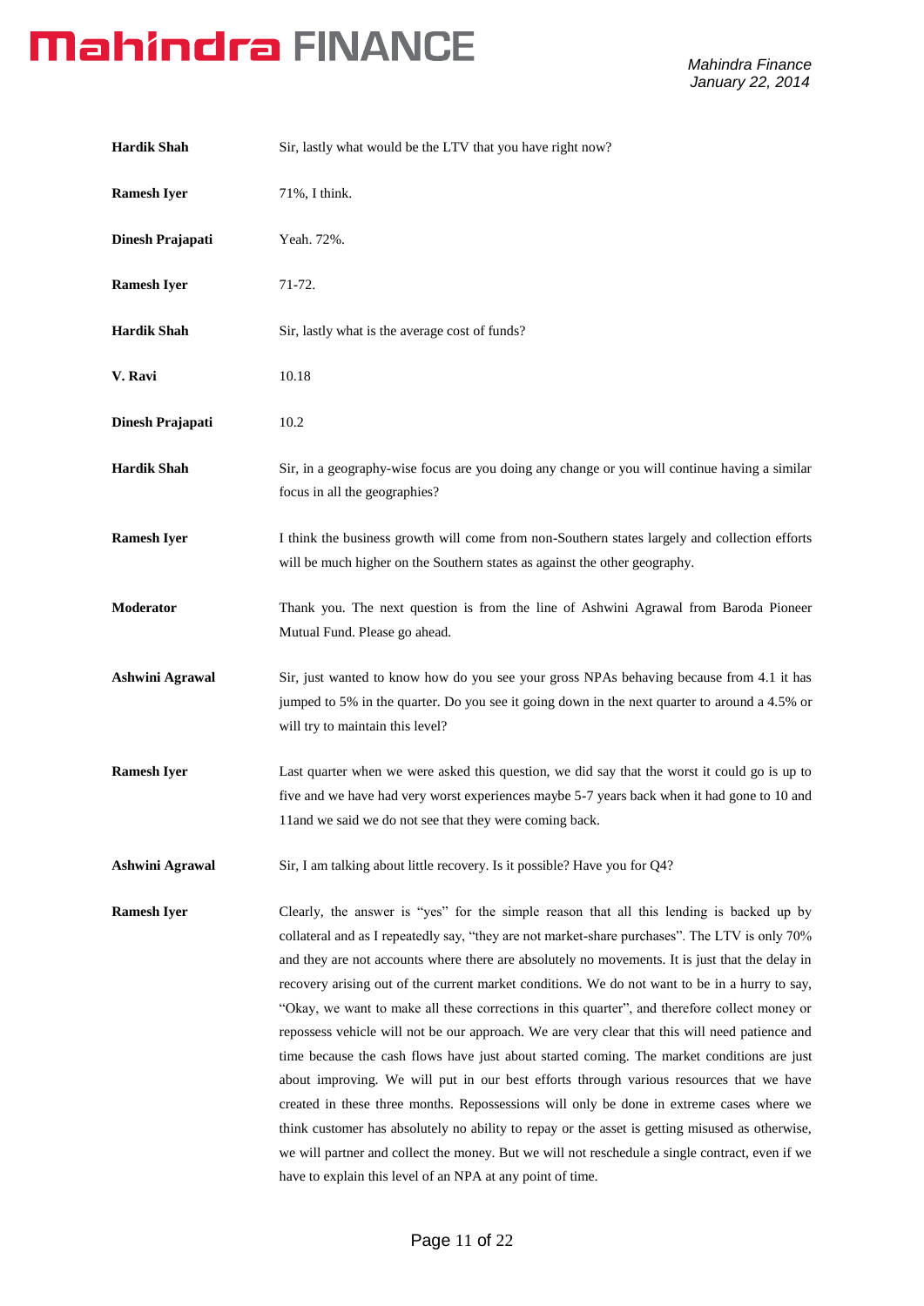**Hardik Shah** Sir, lastly what would be the LTV that you have right now?

**Ramesh Iyer** 71%, I think.

**Dinesh Prajapati** Yeah. 72%.

**Ramesh Iyer** 71-72.

**Hardik Shah** Sir, lastly what is the average cost of funds?

**V. Ravi** 10.18

**Dinesh Prajapati** 10.2

**Hardik Shah** Sir, in a geography-wise focus are you doing any change or you will continue having a similar focus in all the geographies?

**Ramesh Iyer** I think the business growth will come from non-Southern states largely and collection efforts will be much higher on the Southern states as against the other geography.

**Moderator** Thank you. The next question is from the line of Ashwini Agrawal from Baroda Pioneer Mutual Fund. Please go ahead.

**Ashwini Agrawal** Sir, just wanted to know how do you see your gross NPAs behaving because from 4.1 it has jumped to 5% in the quarter. Do you see it going down in the next quarter to around a 4.5% or will try to maintain this level?

**Ramesh Iyer** Last quarter when we were asked this question, we did say that the worst it could go is up to five and we have had very worst experiences maybe 5-7 years back when it had gone to 10 and 11and we said we do not see that they were coming back.

**Ashwini Agrawal** Sir, I am talking about little recovery. Is it possible? Have you for Q4?

**Ramesh Iyer** Clearly, the answer is "yes" for the simple reason that all this lending is backed up by collateral and as I repeatedly say, "they are not market-share purchases". The LTV is only 70% and they are not accounts where there are absolutely no movements. It is just that the delay in recovery arising out of the current market conditions. We do not want to be in a hurry to say, "Okay, we want to make all these corrections in this quarter", and therefore collect money or repossess vehicle will not be our approach. We are very clear that this will need patience and time because the cash flows have just about started coming. The market conditions are just about improving. We will put in our best efforts through various resources that we have created in these three months. Repossessions will only be done in extreme cases where we think customer has absolutely no ability to repay or the asset is getting misused as otherwise, we will partner and collect the money. But we will not reschedule a single contract, even if we have to explain this level of an NPA at any point of time.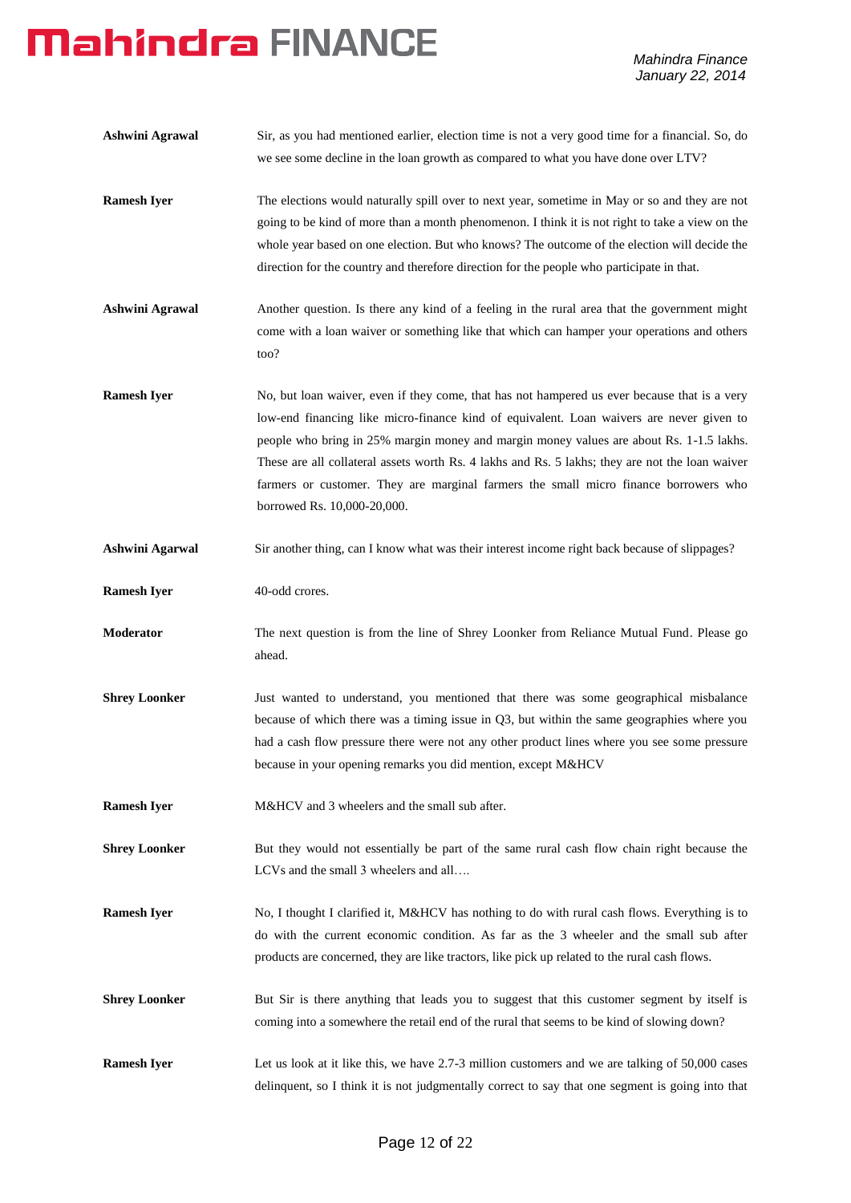**Ashwini Agrawal** Sir, as you had mentioned earlier, election time is not a very good time for a financial. So, do we see some decline in the loan growth as compared to what you have done over LTV?

**Ramesh Iyer** The elections would naturally spill over to next year, sometime in May or so and they are not going to be kind of more than a month phenomenon. I think it is not right to take a view on the whole year based on one election. But who knows? The outcome of the election will decide the direction for the country and therefore direction for the people who participate in that.

**Ashwini Agrawal** Another question. Is there any kind of a feeling in the rural area that the government might come with a loan waiver or something like that which can hamper your operations and others too?

**Ramesh Iyer** No, but loan waiver, even if they come, that has not hampered us ever because that is a very low-end financing like micro-finance kind of equivalent. Loan waivers are never given to people who bring in 25% margin money and margin money values are about Rs. 1-1.5 lakhs. These are all collateral assets worth Rs. 4 lakhs and Rs. 5 lakhs; they are not the loan waiver farmers or customer. They are marginal farmers the small micro finance borrowers who borrowed Rs. 10,000-20,000.

**Ashwini Agarwal** Sir another thing, can I know what was their interest income right back because of slippages?

**Ramesh Iyer** 40-odd crores.

**Moderator** The next question is from the line of Shrey Loonker from Reliance Mutual Fund. Please go ahead.

**Shrey Loonker** Just wanted to understand, you mentioned that there was some geographical misbalance because of which there was a timing issue in Q3, but within the same geographies where you had a cash flow pressure there were not any other product lines where you see some pressure because in your opening remarks you did mention, except M&HCV

**Ramesh Iyer** M&HCV and 3 wheelers and the small sub after.

**Shrey Loonker** But they would not essentially be part of the same rural cash flow chain right because the LCVs and the small 3 wheelers and all….

**Ramesh Iyer** No, I thought I clarified it, M&HCV has nothing to do with rural cash flows. Everything is to do with the current economic condition. As far as the 3 wheeler and the small sub after products are concerned, they are like tractors, like pick up related to the rural cash flows.

**Shrey Loonker** But Sir is there anything that leads you to suggest that this customer segment by itself is coming into a somewhere the retail end of the rural that seems to be kind of slowing down?

**Ramesh Iyer** Let us look at it like this, we have 2.7-3 million customers and we are talking of 50,000 cases delinquent, so I think it is not judgmentally correct to say that one segment is going into that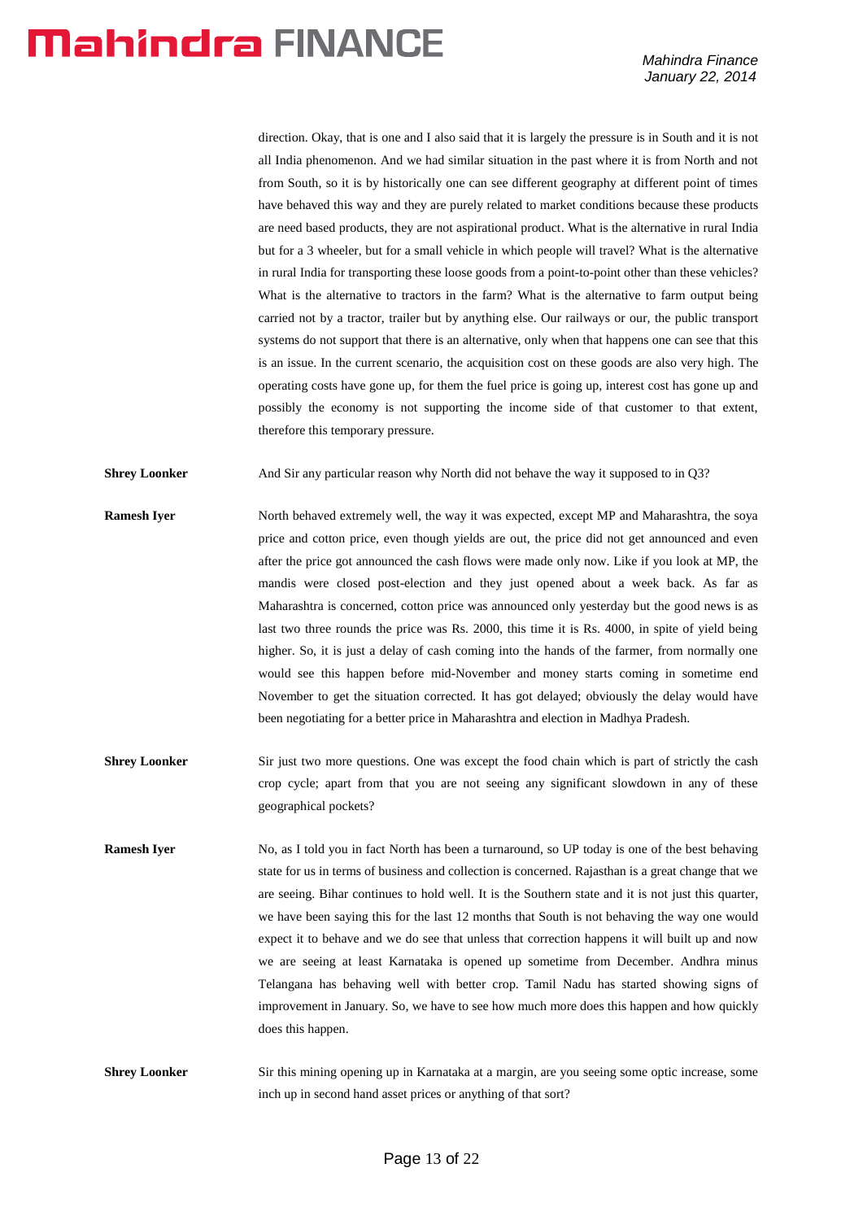direction. Okay, that is one and I also said that it is largely the pressure is in South and it is not all India phenomenon. And we had similar situation in the past where it is from North and not from South, so it is by historically one can see different geography at different point of times have behaved this way and they are purely related to market conditions because these products are need based products, they are not aspirational product. What is the alternative in rural India but for a 3 wheeler, but for a small vehicle in which people will travel? What is the alternative in rural India for transporting these loose goods from a point-to-point other than these vehicles? What is the alternative to tractors in the farm? What is the alternative to farm output being carried not by a tractor, trailer but by anything else. Our railways or our, the public transport systems do not support that there is an alternative, only when that happens one can see that this is an issue. In the current scenario, the acquisition cost on these goods are also very high. The operating costs have gone up, for them the fuel price is going up, interest cost has gone up and possibly the economy is not supporting the income side of that customer to that extent, therefore this temporary pressure.

**Shrey Loonker** And Sir any particular reason why North did not behave the way it supposed to in Q3?

**Ramesh Iyer** North behaved extremely well, the way it was expected, except MP and Maharashtra, the soya price and cotton price, even though yields are out, the price did not get announced and even after the price got announced the cash flows were made only now. Like if you look at MP, the mandis were closed post-election and they just opened about a week back. As far as Maharashtra is concerned, cotton price was announced only yesterday but the good news is as last two three rounds the price was Rs. 2000, this time it is Rs. 4000, in spite of yield being higher. So, it is just a delay of cash coming into the hands of the farmer, from normally one would see this happen before mid-November and money starts coming in sometime end November to get the situation corrected. It has got delayed; obviously the delay would have been negotiating for a better price in Maharashtra and election in Madhya Pradesh.

**Shrey Loonker** Sir just two more questions. One was except the food chain which is part of strictly the cash crop cycle; apart from that you are not seeing any significant slowdown in any of these geographical pockets?

**Ramesh Iyer** No, as I told you in fact North has been a turnaround, so UP today is one of the best behaving state for us in terms of business and collection is concerned. Rajasthan is a great change that we are seeing. Bihar continues to hold well. It is the Southern state and it is not just this quarter, we have been saying this for the last 12 months that South is not behaving the way one would expect it to behave and we do see that unless that correction happens it will built up and now we are seeing at least Karnataka is opened up sometime from December. Andhra minus Telangana has behaving well with better crop. Tamil Nadu has started showing signs of improvement in January. So, we have to see how much more does this happen and how quickly does this happen.

**Shrey Loonker** Sir this mining opening up in Karnataka at a margin, are you seeing some optic increase, some inch up in second hand asset prices or anything of that sort?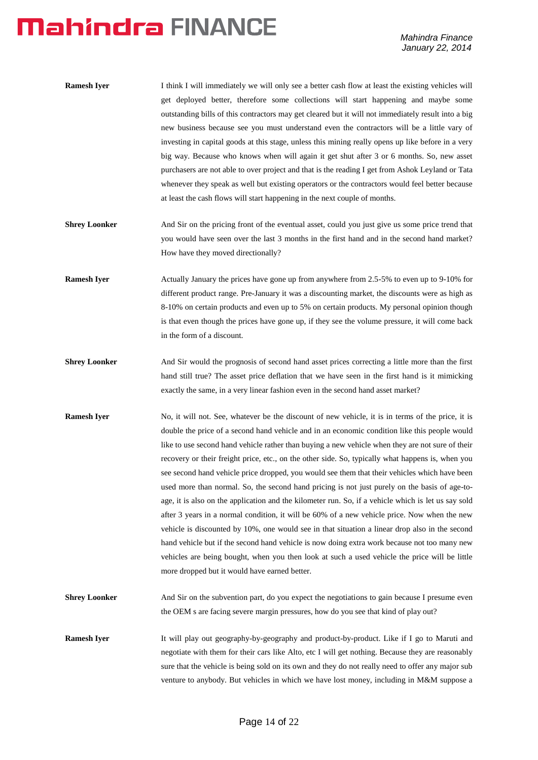**Ramesh Iyer** I think I will immediately we will only see a better cash flow at least the existing vehicles will get deployed better, therefore some collections will start happening and maybe some outstanding bills of this contractors may get cleared but it will not immediately result into a big new business because see you must understand even the contractors will be a little vary of investing in capital goods at this stage, unless this mining really opens up like before in a very big way. Because who knows when will again it get shut after 3 or 6 months. So, new asset purchasers are not able to over project and that is the reading I get from Ashok Leyland or Tata whenever they speak as well but existing operators or the contractors would feel better because at least the cash flows will start happening in the next couple of months.

**Shrey Loonker** And Sir on the pricing front of the eventual asset, could you just give us some price trend that you would have seen over the last 3 months in the first hand and in the second hand market? How have they moved directionally?

**Ramesh Iyer** Actually January the prices have gone up from anywhere from 2.5-5% to even up to 9-10% for different product range. Pre-January it was a discounting market, the discounts were as high as 8-10% on certain products and even up to 5% on certain products. My personal opinion though is that even though the prices have gone up, if they see the volume pressure, it will come back in the form of a discount.

**Shrey Loonker** And Sir would the prognosis of second hand asset prices correcting a little more than the first hand still true? The asset price deflation that we have seen in the first hand is it mimicking exactly the same, in a very linear fashion even in the second hand asset market?

**Ramesh Iyer** No, it will not. See, whatever be the discount of new vehicle, it is in terms of the price, it is double the price of a second hand vehicle and in an economic condition like this people would like to use second hand vehicle rather than buying a new vehicle when they are not sure of their recovery or their freight price, etc., on the other side. So, typically what happens is, when you see second hand vehicle price dropped, you would see them that their vehicles which have been used more than normal. So, the second hand pricing is not just purely on the basis of age-to-age, it is also on the application and the kilometer run. So, if a vehicle which is let us say sold after 3 years in a normal condition, it will be 60% of a new vehicle price. Now when the new vehicle is discounted by 10%, one would see in that situation a linear drop also in the second hand vehicle but if the second hand vehicle is now doing extra work because not too many new vehicles are being bought, when you then look at such a used vehicle the price will be little more dropped but it would have earned better.

**Shrey Loonker** And Sir on the subvention part, do you expect the negotiations to gain because I presume even the OEM s are facing severe margin pressures, how do you see that kind of play out?

**Ramesh Iyer** It will play out geography-by-geography and product-by-product. Like if I go to Maruti and negotiate with them for their cars like Alto, etc I will get nothing. Because they are reasonably sure that the vehicle is being sold on its own and they do not really need to offer any major sub venture to anybody. But vehicles in which we have lost money, including in M&M suppose a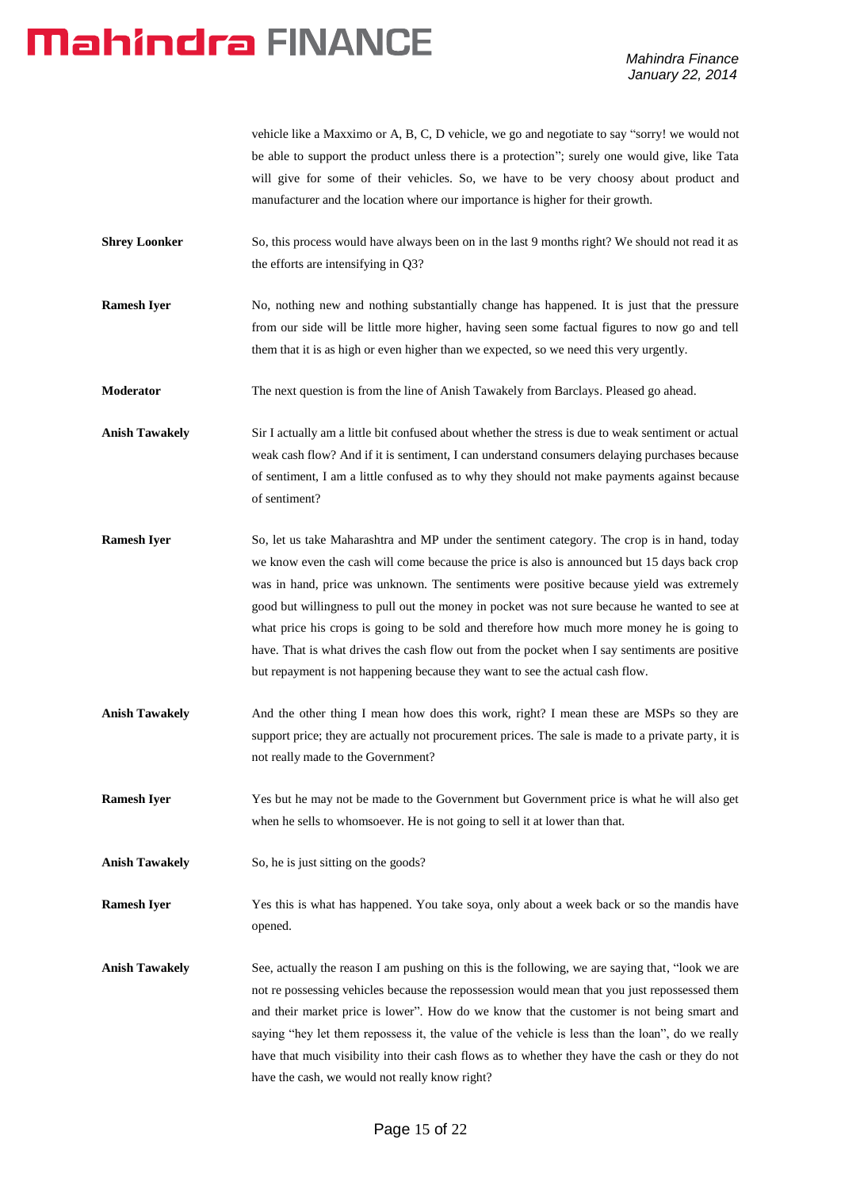vehicle like a Maxximo or A, B, C, D vehicle, we go and negotiate to say "sorry! we would not be able to support the product unless there is a protection"; surely one would give, like Tata will give for some of their vehicles. So, we have to be very choosy about product and manufacturer and the location where our importance is higher for their growth.

**Shrey Loonker** So, this process would have always been on in the last 9 months right? We should not read it as the efforts are intensifying in Q3?

**Ramesh Iyer** No, nothing new and nothing substantially change has happened. It is just that the pressure from our side will be little more higher, having seen some factual figures to now go and tell them that it is as high or even higher than we expected, so we need this very urgently.

**Moderator** The next question is from the line of Anish Tawakely from Barclays. Pleased go ahead.

**Anish Tawakely** Sir I actually am a little bit confused about whether the stress is due to weak sentiment or actual weak cash flow? And if it is sentiment, I can understand consumers delaying purchases because of sentiment, I am a little confused as to why they should not make payments against because of sentiment?

**Ramesh Iyer** So, let us take Maharashtra and MP under the sentiment category. The crop is in hand, today we know even the cash will come because the price is also is announced but 15 days back crop was in hand, price was unknown. The sentiments were positive because yield was extremely good but willingness to pull out the money in pocket was not sure because he wanted to see at what price his crops is going to be sold and therefore how much more money he is going to have. That is what drives the cash flow out from the pocket when I say sentiments are positive but repayment is not happening because they want to see the actual cash flow.

**Anish Tawakely** And the other thing I mean how does this work, right? I mean these are MSPs so they are support price; they are actually not procurement prices. The sale is made to a private party, it is not really made to the Government?

**Ramesh Iyer** Yes but he may not be made to the Government but Government price is what he will also get when he sells to whomsoever. He is not going to sell it at lower than that.

**Anish Tawakely** So, he is just sitting on the goods?

**Ramesh Iyer** Yes this is what has happened. You take soya, only about a week back or so the mandis have opened.

**Anish Tawakely** See, actually the reason I am pushing on this is the following, we are saying that, "look we are not re possessing vehicles because the repossession would mean that you just repossessed them and their market price is lower". How do we know that the customer is not being smart and saying "hey let them repossess it, the value of the vehicle is less than the loan", do we really have that much visibility into their cash flows as to whether they have the cash or they do not have the cash, we would not really know right?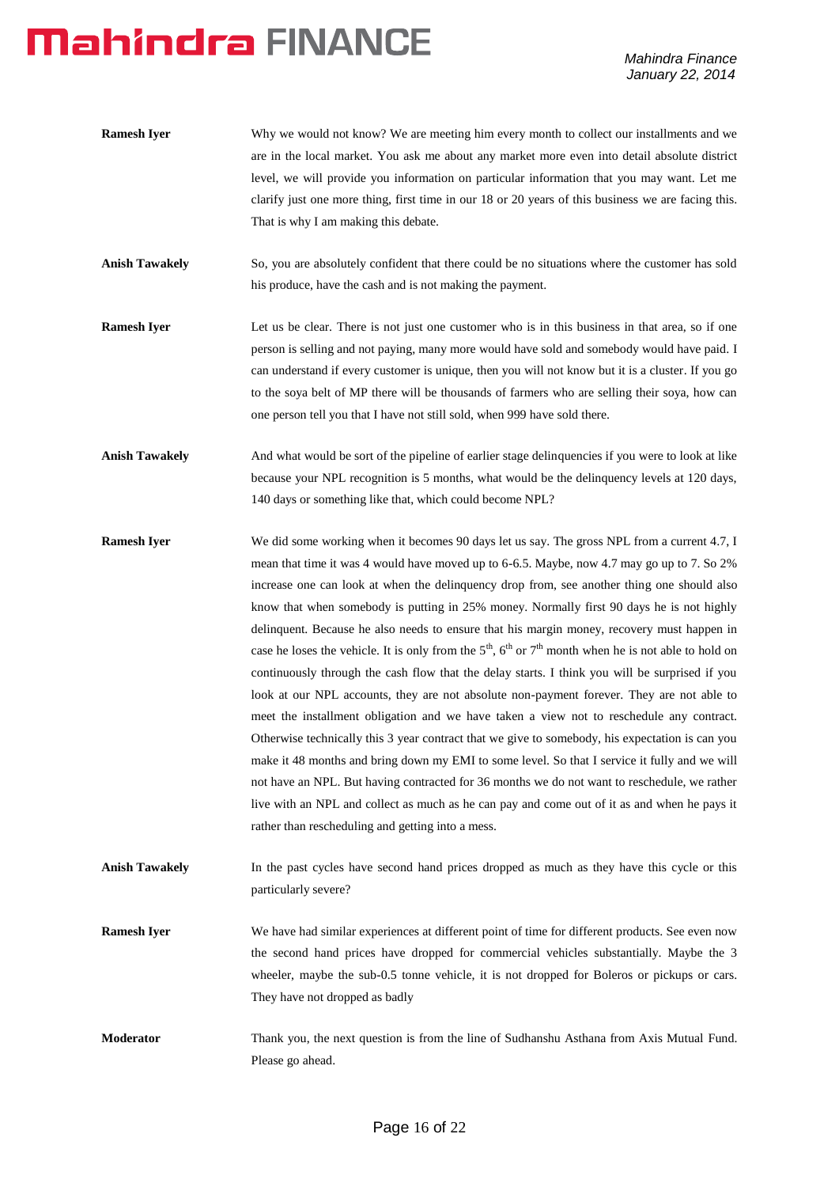**Ramesh Iyer** Why we would not know? We are meeting him every month to collect our installments and we are in the local market. You ask me about any market more even into detail absolute district level, we will provide you information on particular information that you may want. Let me clarify just one more thing, first time in our 18 or 20 years of this business we are facing this. That is why I am making this debate.

**Anish Tawakely** So, you are absolutely confident that there could be no situations where the customer has sold his produce, have the cash and is not making the payment.

**Ramesh Iyer** Let us be clear. There is not just one customer who is in this business in that area, so if one person is selling and not paying, many more would have sold and somebody would have paid. I can understand if every customer is unique, then you will not know but it is a cluster. If you go to the soya belt of MP there will be thousands of farmers who are selling their soya, how can one person tell you that I have not still sold, when 999 have sold there.

**Anish Tawakely** And what would be sort of the pipeline of earlier stage delinquencies if you were to look at like because your NPL recognition is 5 months, what would be the delinquency levels at 120 days, 140 days or something like that, which could become NPL?

**Ramesh Iyer** We did some working when it becomes 90 days let us say. The gross NPL from a current 4.7, I mean that time it was 4 would have moved up to 6-6.5. Maybe, now 4.7 may go up to 7. So 2% increase one can look at when the delinquency drop from, see another thing one should also know that when somebody is putting in 25% money. Normally first 90 days he is not highly delinquent. Because he also needs to ensure that his margin money, recovery must happen in case he loses the vehicle. It is only from the 5th, 6th or 7th month when he is not able to hold on continuously through the cash flow that the delay starts. I think you will be surprised if you look at our NPL accounts, they are not absolute non-payment forever. They are not able to meet the installment obligation and we have taken a view not to reschedule any contract. Otherwise technically this 3 year contract that we give to somebody, his expectation is can you make it 48 months and bring down my EMI to some level. So that I service it fully and we will not have an NPL. But having contracted for 36 months we do not want to reschedule, we rather live with an NPL and collect as much as he can pay and come out of it as and when he pays it rather than rescheduling and getting into a mess.

**Anish Tawakely** In the past cycles have second hand prices dropped as much as they have this cycle or this particularly severe?

**Ramesh Iyer** We have had similar experiences at different point of time for different products. See even now the second hand prices have dropped for commercial vehicles substantially. Maybe the 3 wheeler, maybe the sub-0.5 tonne vehicle, it is not dropped for Boleros or pickups or cars. They have not dropped as badly

**Moderator** Thank you, the next question is from the line of Sudhanshu Asthana from Axis Mutual Fund. Please go ahead.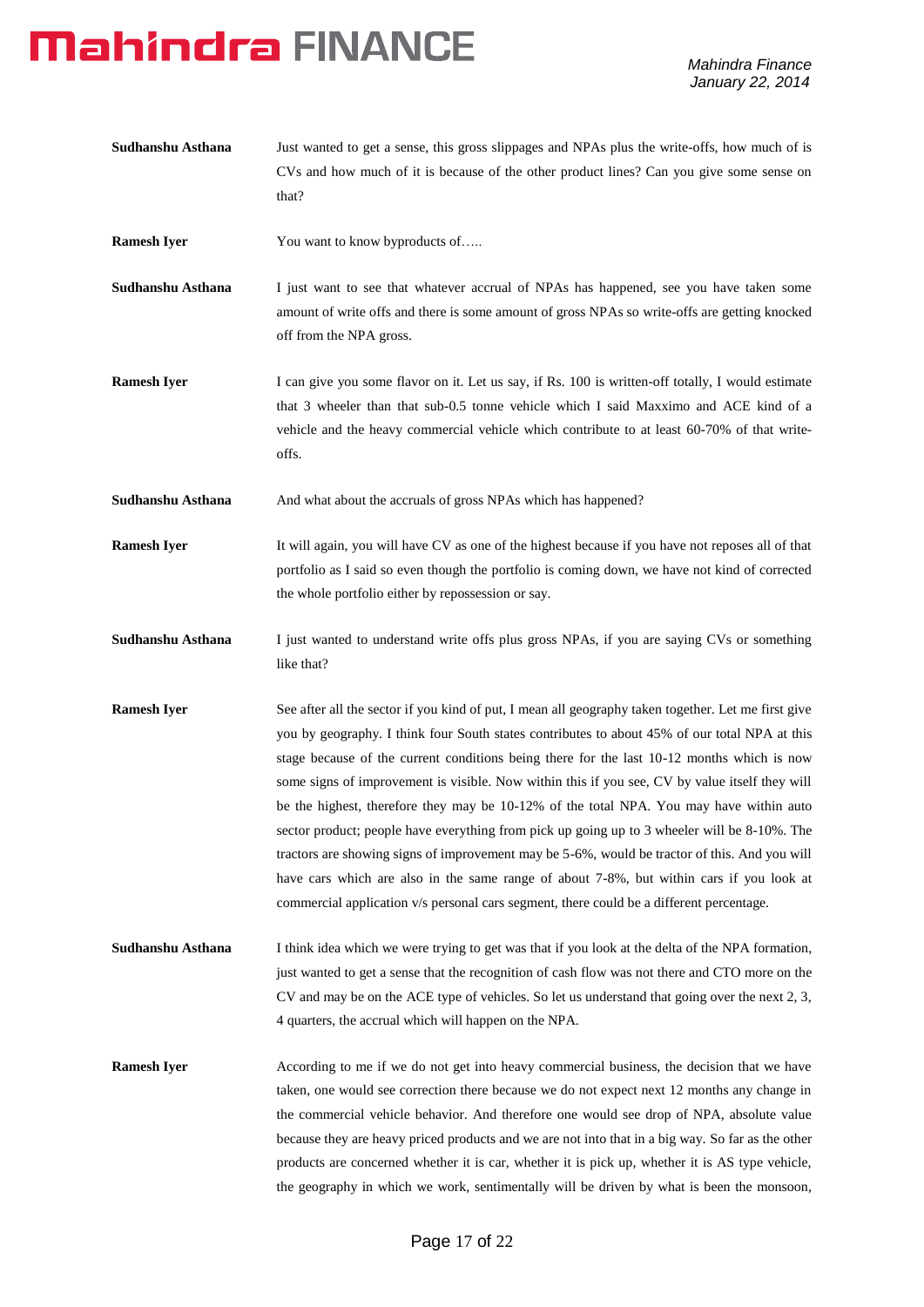**Sudhanshu Asthana** Just wanted to get a sense, this gross slippages and NPAs plus the write-offs, how much of is CVs and how much of it is because of the other product lines? Can you give some sense on that?

**Ramesh Iyer** You want to know byproducts of…..

**Sudhanshu Asthana** I just want to see that whatever accrual of NPAs has happened, see you have taken some amount of write offs and there is some amount of gross NPAs so write-offs are getting knocked off from the NPA gross.

**Ramesh Iyer** I can give you some flavor on it. Let us say, if Rs. 100 is written-off totally, I would estimate that 3 wheeler than that sub-0.5 tonne vehicle which I said Maxximo and ACE kind of a vehicle and the heavy commercial vehicle which contribute to at least 60-70% of that write-offs.

**Sudhanshu Asthana** And what about the accruals of gross NPAs which has happened?

**Ramesh Iyer** It will again, you will have CV as one of the highest because if you have not reposes all of that portfolio as I said so even though the portfolio is coming down, we have not kind of corrected the whole portfolio either by repossession or say.

**Sudhanshu Asthana** I just wanted to understand write offs plus gross NPAs, if you are saying CVs or something like that?

**Ramesh Iyer** See after all the sector if you kind of put, I mean all geography taken together. Let me first give you by geography. I think four South states contributes to about 45% of our total NPA at this stage because of the current conditions being there for the last 10-12 months which is now some signs of improvement is visible. Now within this if you see, CV by value itself they will be the highest, therefore they may be 10-12% of the total NPA. You may have within auto sector product; people have everything from pick up going up to 3 wheeler will be 8-10%. The tractors are showing signs of improvement may be 5-6%, would be tractor of this. And you will have cars which are also in the same range of about 7-8%, but within cars if you look at commercial application v/s personal cars segment, there could be a different percentage.

**Sudhanshu Asthana** I think idea which we were trying to get was that if you look at the delta of the NPA formation, just wanted to get a sense that the recognition of cash flow was not there and CTO more on the CV and may be on the ACE type of vehicles. So let us understand that going over the next 2, 3, 4 quarters, the accrual which will happen on the NPA.

**Ramesh Iyer** According to me if we do not get into heavy commercial business, the decision that we have taken, one would see correction there because we do not expect next 12 months any change in the commercial vehicle behavior. And therefore one would see drop of NPA, absolute value because they are heavy priced products and we are not into that in a big way. So far as the other products are concerned whether it is car, whether it is pick up, whether it is AS type vehicle, the geography in which we work, sentimentally will be driven by what is been the monsoon,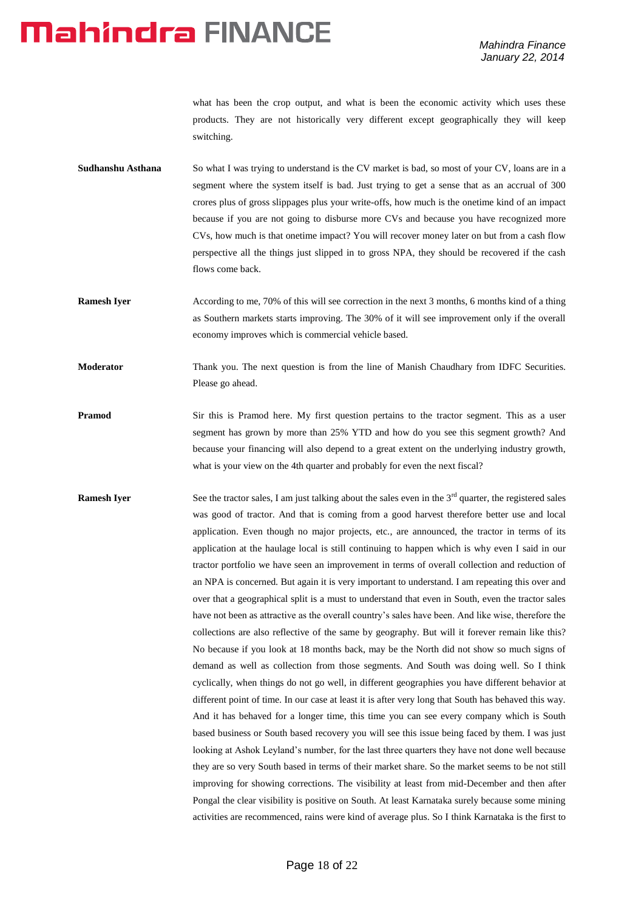what has been the crop output, and what is been the economic activity which uses these products. They are not historically very different except geographically they will keep switching.

**Sudhanshu Asthana** So what I was trying to understand is the CV market is bad, so most of your CV, loans are in a segment where the system itself is bad. Just trying to get a sense that as an accrual of 300 crores plus of gross slippages plus your write-offs, how much is the onetime kind of an impact because if you are not going to disburse more CVs and because you have recognized more CVs, how much is that onetime impact? You will recover money later on but from a cash flow perspective all the things just slipped in to gross NPA, they should be recovered if the cash flows come back.

**Ramesh Iyer** According to me, 70% of this will see correction in the next 3 months, 6 months kind of a thing as Southern markets starts improving. The 30% of it will see improvement only if the overall economy improves which is commercial vehicle based.

**Moderator** Thank you. The next question is from the line of Manish Chaudhary from IDFC Securities. Please go ahead.

**Pramod** Sir this is Pramod here. My first question pertains to the tractor segment. This as a user segment has grown by more than 25% YTD and how do you see this segment growth? And because your financing will also depend to a great extent on the underlying industry growth, what is your view on the 4th quarter and probably for even the next fiscal?

**Ramesh Iyer** See the tractor sales, I am just talking about the sales even in the 3rd quarter, the registered sales was good of tractor. And that is coming from a good harvest therefore better use and local application. Even though no major projects, etc., are announced, the tractor in terms of its application at the haulage local is still continuing to happen which is why even I said in our tractor portfolio we have seen an improvement in terms of overall collection and reduction of an NPA is concerned. But again it is very important to understand. I am repeating this over and over that a geographical split is a must to understand that even in South, even the tractor sales have not been as attractive as the overall country's sales have been. And like wise, therefore the collections are also reflective of the same by geography. But will it forever remain like this? No because if you look at 18 months back, may be the North did not show so much signs of demand as well as collection from those segments. And South was doing well. So I think cyclically, when things do not go well, in different geographies you have different behavior at different point of time. In our case at least it is after very long that South has behaved this way. And it has behaved for a longer time, this time you can see every company which is South based business or South based recovery you will see this issue being faced by them. I was just looking at Ashok Leyland's number, for the last three quarters they have not done well because they are so very South based in terms of their market share. So the market seems to be not still improving for showing corrections. The visibility at least from mid-December and then after Pongal the clear visibility is positive on South. At least Karnataka surely because some mining activities are recommenced, rains were kind of average plus. So I think Karnataka is the first to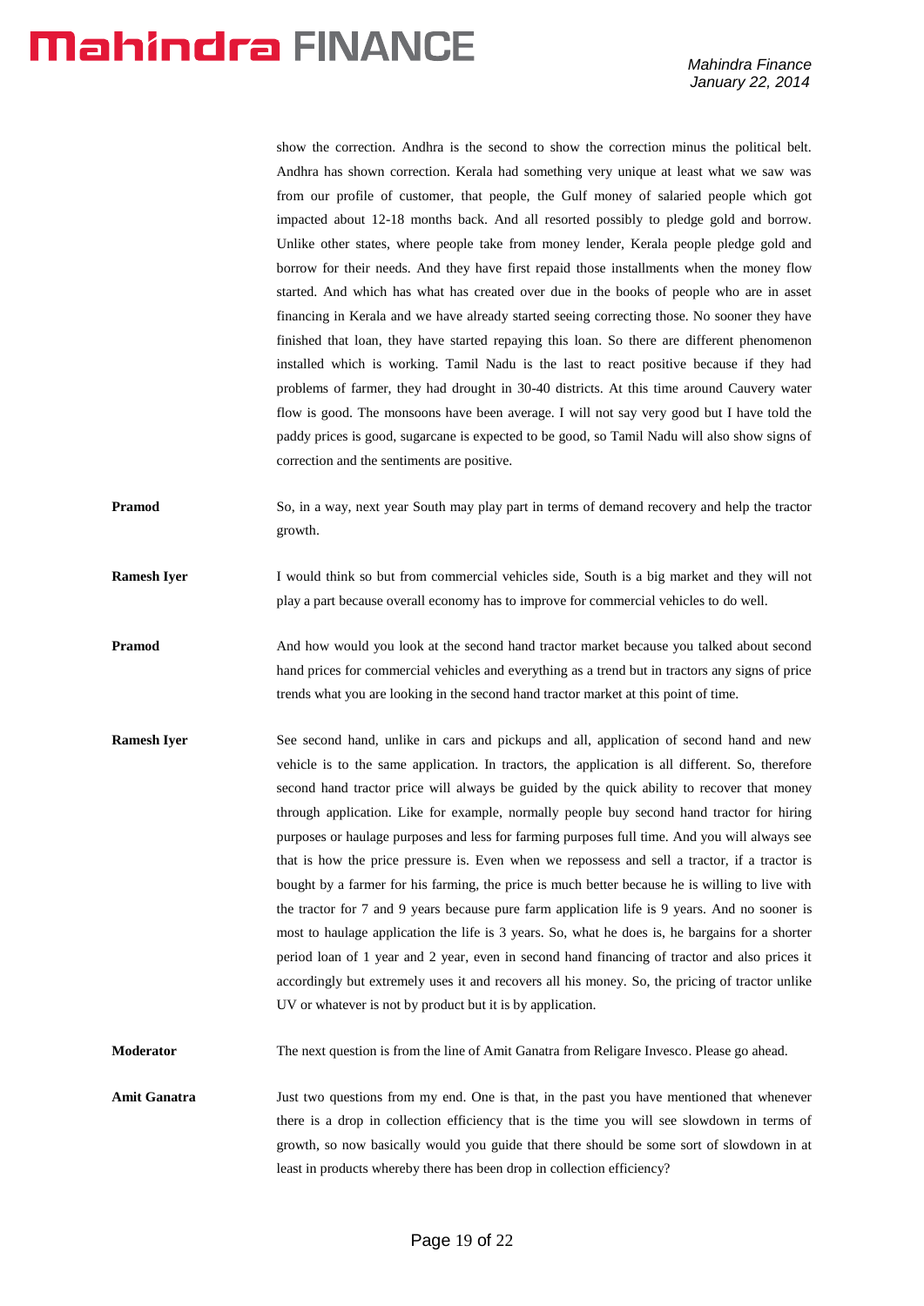show the correction. Andhra is the second to show the correction minus the political belt. Andhra has shown correction. Kerala had something very unique at least what we saw was from our profile of customer, that people, the Gulf money of salaried people which got impacted about 12-18 months back. And all resorted possibly to pledge gold and borrow. Unlike other states, where people take from money lender, Kerala people pledge gold and borrow for their needs. And they have first repaid those installments when the money flow started. And which has what has created over due in the books of people who are in asset financing in Kerala and we have already started seeing correcting those. No sooner they have finished that loan, they have started repaying this loan. So there are different phenomenon installed which is working. Tamil Nadu is the last to react positive because if they had problems of farmer, they had drought in 30-40 districts. At this time around Cauvery water flow is good. The monsoons have been average. I will not say very good but I have told the paddy prices is good, sugarcane is expected to be good, so Tamil Nadu will also show signs of correction and the sentiments are positive.

**Pramod**: So, in a way, next year South may play part in terms of demand recovery and help the tractor growth.

**Ramesh Iyer**: I would think so but from commercial vehicles side, South is a big market and they will not play a part because overall economy has to improve for commercial vehicles to do well.

**Pramod**: And how would you look at the second hand tractor market because you talked about second hand prices for commercial vehicles and everything as a trend but in tractors any signs of price trends what you are looking in the second hand tractor market at this point of time.

**Ramesh Iyer**: See second hand, unlike in cars and pickups and all, application of second hand and new vehicle is to the same application. In tractors, the application is all different. So, therefore second hand tractor price will always be guided by the quick ability to recover that money through application. Like for example, normally people buy second hand tractor for hiring purposes or haulage purposes and less for farming purposes full time. And you will always see that is how the price pressure is. Even when we repossess and sell a tractor, if a tractor is bought by a farmer for his farming, the price is much better because he is willing to live with the tractor for 7 and 9 years because pure farm application life is 9 years. And no sooner is most to haulage application the life is 3 years. So, what he does is, he bargains for a shorter period loan of 1 year and 2 year, even in second hand financing of tractor and also prices it accordingly but extremely uses it and recovers all his money. So, the pricing of tractor unlike UV or whatever is not by product but it is by application.

**Moderator**: The next question is from the line of Amit Ganatra from Religare Invesco. Please go ahead.

**Amit Ganatra**: Just two questions from my end. One is that, in the past you have mentioned that whenever there is a drop in collection efficiency that is the time you will see slowdown in terms of growth, so now basically would you guide that there should be some sort of slowdown in at least in products whereby there has been drop in collection efficiency?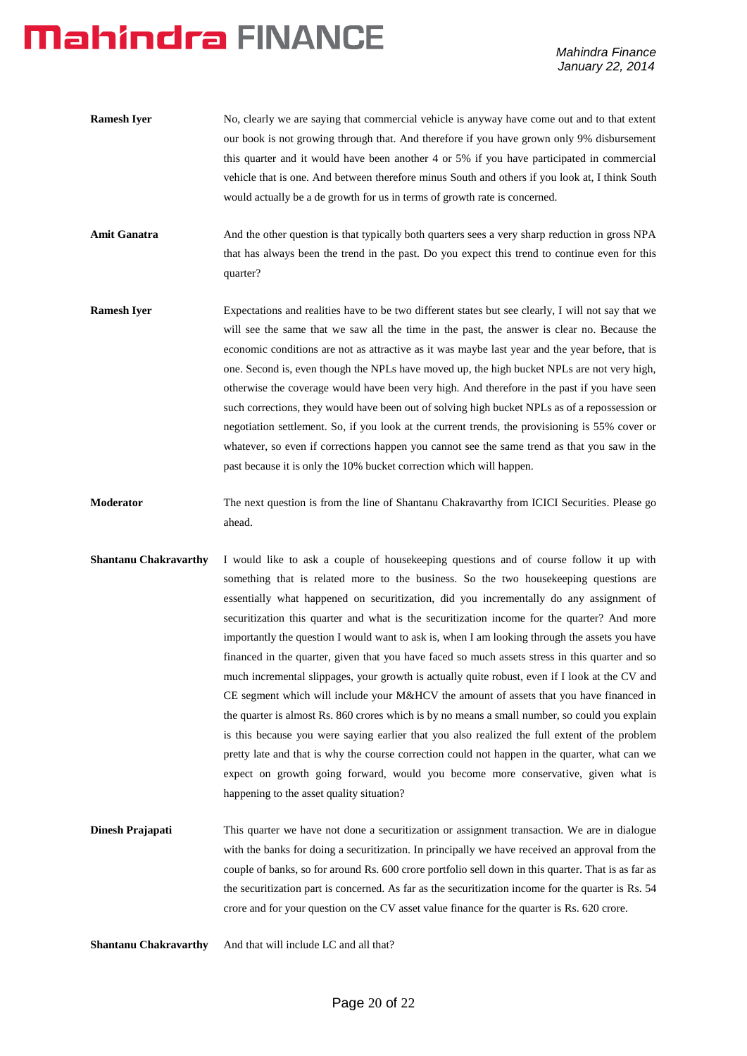**Ramesh Iyer** No, clearly we are saying that commercial vehicle is anyway have come out and to that extent our book is not growing through that. And therefore if you have grown only 9% disbursement this quarter and it would have been another 4 or 5% if you have participated in commercial vehicle that is one. And between therefore minus South and others if you look at, I think South would actually be a de growth for us in terms of growth rate is concerned.

**Amit Ganatra** And the other question is that typically both quarters sees a very sharp reduction in gross NPA that has always been the trend in the past. Do you expect this trend to continue even for this quarter?

**Ramesh Iyer** Expectations and realities have to be two different states but see clearly, I will not say that we will see the same that we saw all the time in the past, the answer is clear no. Because the economic conditions are not as attractive as it was maybe last year and the year before, that is one. Second is, even though the NPLs have moved up, the high bucket NPLs are not very high, otherwise the coverage would have been very high. And therefore in the past if you have seen such corrections, they would have been out of solving high bucket NPLs as of a repossession or negotiation settlement. So, if you look at the current trends, the provisioning is 55% cover or whatever, so even if corrections happen you cannot see the same trend as that you saw in the past because it is only the 10% bucket correction which will happen.

**Moderator** The next question is from the line of Shantanu Chakravarthy from ICICI Securities. Please go ahead.

**Shantanu Chakravarthy** I would like to ask a couple of housekeeping questions and of course follow it up with something that is related more to the business. So the two housekeeping questions are essentially what happened on securitization, did you incrementally do any assignment of securitization this quarter and what is the securitization income for the quarter? And more importantly the question I would want to ask is, when I am looking through the assets you have financed in the quarter, given that you have faced so much assets stress in this quarter and so much incremental slippages, your growth is actually quite robust, even if I look at the CV and CE segment which will include your M&HCV the amount of assets that you have financed in the quarter is almost Rs. 860 crores which is by no means a small number, so could you explain is this because you were saying earlier that you also realized the full extent of the problem pretty late and that is why the course correction could not happen in the quarter, what can we expect on growth going forward, would you become more conservative, given what is happening to the asset quality situation?

**Dinesh Prajapati** This quarter we have not done a securitization or assignment transaction. We are in dialogue with the banks for doing a securitization. In principally we have received an approval from the couple of banks, so for around Rs. 600 crore portfolio sell down in this quarter. That is as far as the securitization part is concerned. As far as the securitization income for the quarter is Rs. 54 crore and for your question on the CV asset value finance for the quarter is Rs. 620 crore.

**Shantanu Chakravarthy** And that will include LC and all that?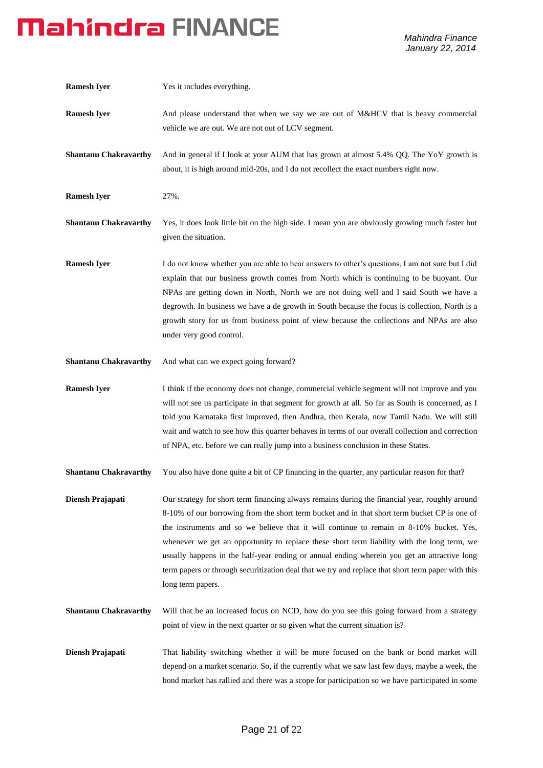**Ramesh Iyer** Yes it includes everything.

**Ramesh Iyer** And please understand that when we say we are out of M&HCV that is heavy commercial vehicle we are out. We are not out of LCV segment.

**Shantanu Chakravarthy** And in general if I look at your AUM that has grown at almost 5.4% QQ. The YoY growth is about, it is high around mid-20s, and I do not recollect the exact numbers right now.

**Ramesh Iyer** 27%.

**Shantanu Chakravarthy** Yes, it does look little bit on the high side. I mean you are obviously growing much faster but given the situation.

**Ramesh Iyer** I do not know whether you are able to hear answers to other's questions, I am not sure but I did explain that our business growth comes from North which is continuing to be buoyant. Our NPAs are getting down in North, North we are not doing well and I said South we have a degrowth. In business we have a de growth in South because the focus is collection, North is a growth story for us from business point of view because the collections and NPAs are also under very good control.

**Shantanu Chakravarthy** And what can we expect going forward?

**Ramesh Iyer** I think if the economy does not change, commercial vehicle segment will not improve and you will not see us participate in that segment for growth at all. So far as South is concerned, as I told you Karnataka first improved, then Andhra, then Kerala, now Tamil Nadu. We will still wait and watch to see how this quarter behaves in terms of our overall collection and correction of NPA, etc. before we can really jump into a business conclusion in these States.

**Shantanu Chakravarthy** You also have done quite a bit of CP financing in the quarter, any particular reason for that?

**Diensh Prajapati** Our strategy for short term financing always remains during the financial year, roughly around 8-10% of our borrowing from the short term bucket and in that short term bucket CP is one of the instruments and so we believe that it will continue to remain in 8-10% bucket. Yes, whenever we get an opportunity to replace these short term liability with the long term, we usually happens in the half-year ending or annual ending wherein you get an attractive long term papers or through securitization deal that we try and replace that short term paper with this long term papers.

**Shantanu Chakravarthy** Will that be an increased focus on NCD, how do you see this going forward from a strategy point of view in the next quarter or so given what the current situation is?

**Diensh Prajapati** That liability switching whether it will be more focused on the bank or bond market will depend on a market scenario. So, if the currently what we saw last few days, maybe a week, the bond market has rallied and there was a scope for participation so we have participated in some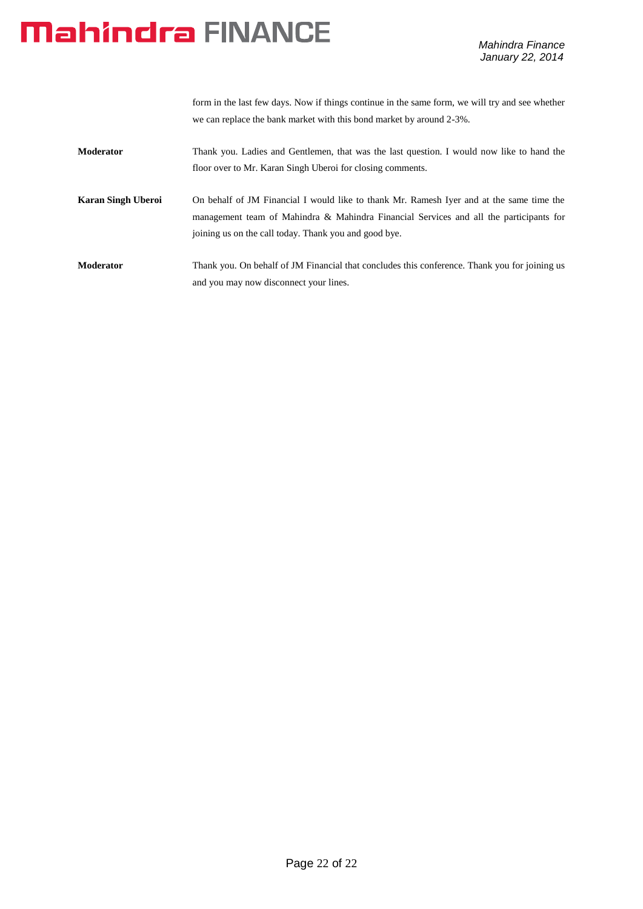form in the last few days. Now if things continue in the same form, we will try and see whether we can replace the bank market with this bond market by around 2-3%.

**Moderator** Thank you. Ladies and Gentlemen, that was the last question. I would now like to hand the floor over to Mr. Karan Singh Uberoi for closing comments.

**Karan Singh Uberoi** On behalf of JM Financial I would like to thank Mr. Ramesh Iyer and at the same time the management team of Mahindra & Mahindra Financial Services and all the participants for joining us on the call today. Thank you and good bye.

**Moderator** Thank you. On behalf of JM Financial that concludes this conference. Thank you for joining us and you may now disconnect your lines.